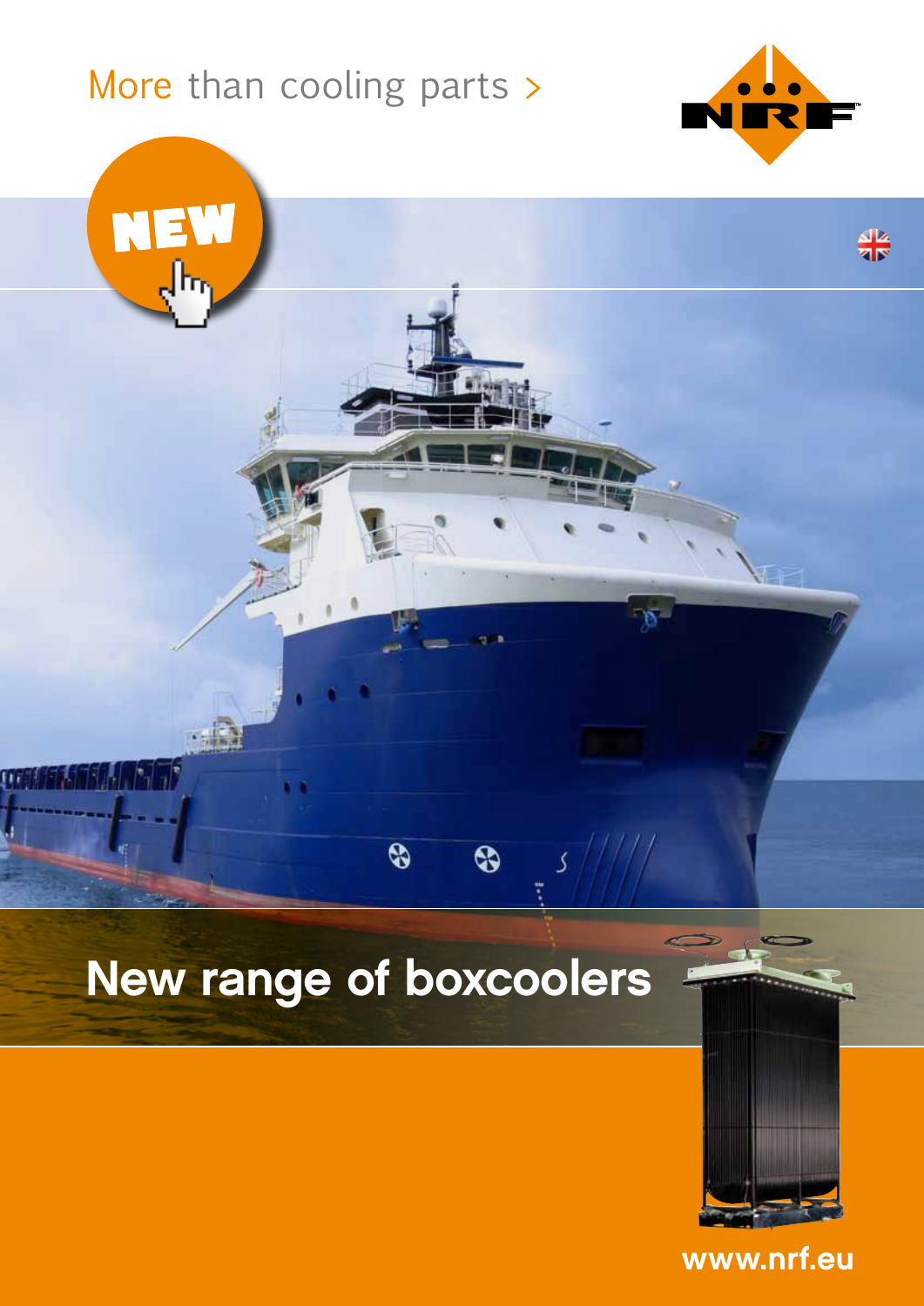More than cooling parts >

NEW

# New range of boxcoolers

www.nrf.eu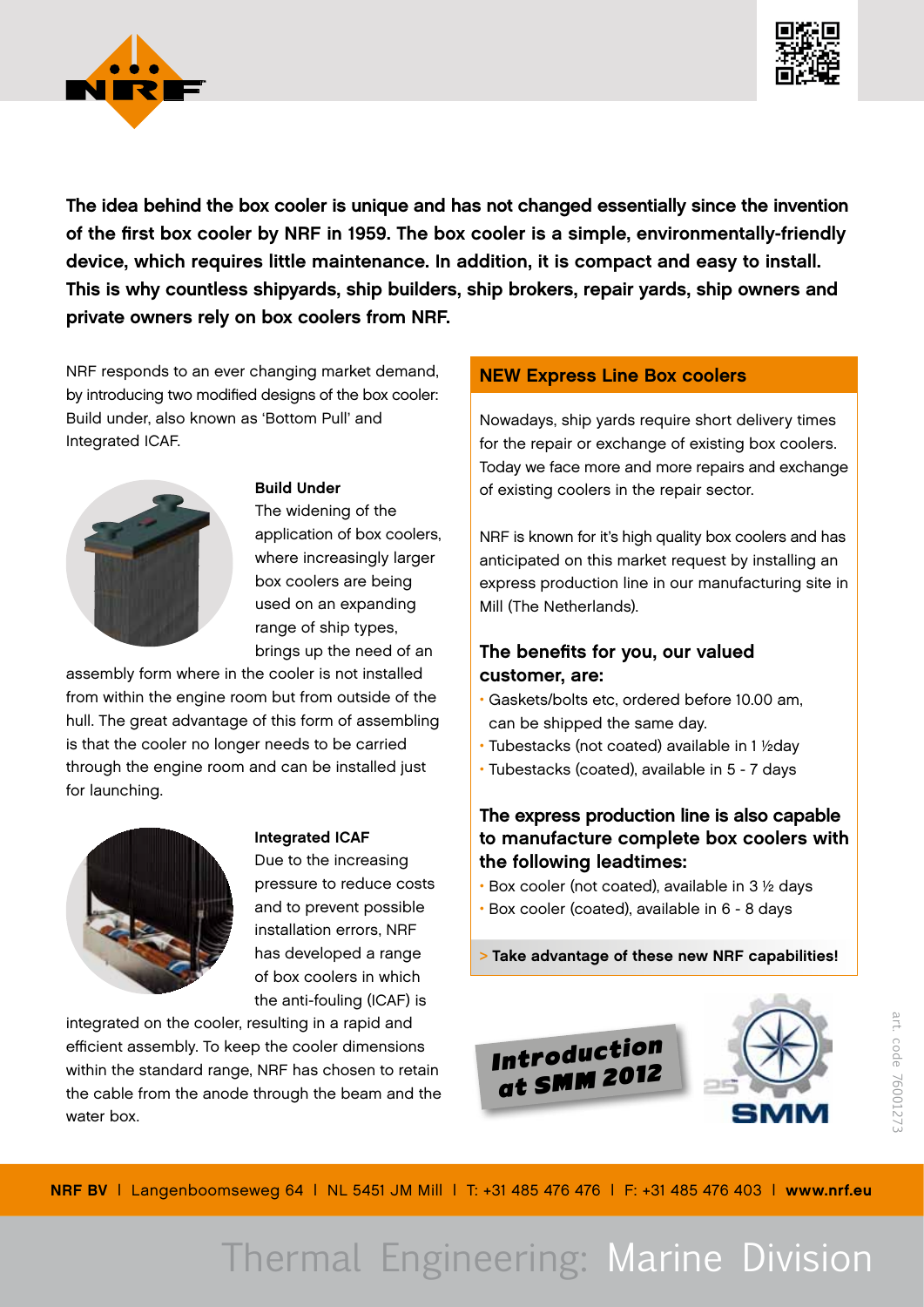**The idea behind the box cooler is unique and has not changed essentially since the invention of the first box cooler by NRF in 1959. The box cooler is a simple, environmentally-friendly device, which requires little maintenance. In addition, it is compact and easy to install. This is why countless shipyards, ship builders, ship brokers, repair yards, ship owners and private owners rely on box coolers from NRF.**

NRF responds to an ever changing market demand, by introducing two modified designs of the box cooler: Build under, also known as 'Bottom Pull' and Integrated ICAF.

**Build Under**

The widening of the application of box coolers, where increasingly larger box coolers are being used on an expanding range of ship types, brings up the need of an assembly form where in the cooler is not installed from within the engine room but from outside of the hull. The great advantage of this form of assembling is that the cooler no longer needs to be carried through the engine room and can be installed just for launching.

**Integrated ICAF**

Due to the increasing pressure to reduce costs and to prevent possible installation errors, NRF has developed a range of box coolers in which the anti-fouling (ICAF) is integrated on the cooler, resulting in a rapid and efficient assembly. To keep the cooler dimensions within the standard range, NRF has chosen to retain the cable from the anode through the beam and the water box.

## NEW Express Line Box coolers

Nowadays, ship yards require short delivery times for the repair or exchange of existing box coolers. Today we face more and more repairs and exchange of existing coolers in the repair sector.

NRF is known for it's high quality box coolers and has anticipated on this market request by installing an express production line in our manufacturing site in Mill (The Netherlands).

### The benefits for you, our valued customer, are:

- Gaskets/bolts etc, ordered before 10.00 am, can be shipped the same day.
- Tubestacks (not coated) available in 1 ½day
- Tubestacks (coated), available in 5 - 7 days

### The express production line is also capable to manufacture complete box coolers with the following leadtimes:

- Box cooler (not coated), available in 3 ½ days
- Box cooler (coated), available in 6 - 8 days

**> Take advantage of these new NRF capabilities!**

**Introduction at SMM 2012**

art. code 76001273

**NRF BV** I Langenboomseweg 64 I NL 5451 JM Mill I T: +31 485 476 476 I F: +31 485 476 403 I **www.nrf.eu**

Thermal Engineering: Marine Division